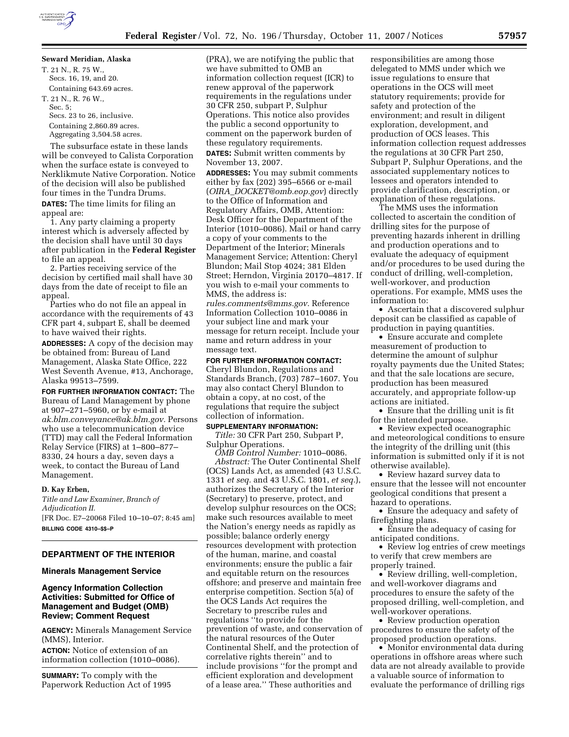**Seward Meridian, Alaska**

T. 21 N., R. 75 W.,
Secs. 16, 19, and 20.
Containing 643.69 acres.

T. 21 N., R. 76 W.,
Sec. 5;
Secs. 23 to 26, inclusive.
Containing 2,860.89 acres.
Aggregating 3,504.58 acres.

The subsurface estate in these lands will be conveyed to Calista Corporation when the surface estate is conveyed to Nerklikmute Native Corporation. Notice of the decision will also be published four times in the Tundra Drums.

**DATES:** The time limits for filing an appeal are:

1. Any party claiming a property interest which is adversely affected by the decision shall have until 30 days after publication in the **Federal Register** to file an appeal.

2. Parties receiving service of the decision by certified mail shall have 30 days from the date of receipt to file an appeal.

Parties who do not file an appeal in accordance with the requirements of 43 CFR part 4, subpart E, shall be deemed to have waived their rights.

**ADDRESSES:** A copy of the decision may be obtained from: Bureau of Land Management, Alaska State Office, 222 West Seventh Avenue, #13, Anchorage, Alaska 99513–7599.

**FOR FURTHER INFORMATION CONTACT:** The Bureau of Land Management by phone at 907–271–5960, or by e-mail at *ak.blm.conveyance@ak.blm.gov.* Persons who use a telecommunication device (TTD) may call the Federal Information Relay Service (FIRS) at 1–800–877–8330, 24 hours a day, seven days a week, to contact the Bureau of Land Management.

**D. Kay Erben,**
*Title and Law Examiner, Branch of Adjudication II.*
[FR Doc. E7–20068 Filed 10–10–07; 8:45 am]
**BILLING CODE 4310–$$–P**

## DEPARTMENT OF THE INTERIOR

### Minerals Management Service

### Agency Information Collection Activities: Submitted for Office of Management and Budget (OMB) Review; Comment Request

**AGENCY:** Minerals Management Service (MMS), Interior.

**ACTION:** Notice of extension of an information collection (1010–0086).

**SUMMARY:** To comply with the Paperwork Reduction Act of 1995 (PRA), we are notifying the public that we have submitted to OMB an information collection request (ICR) to renew approval of the paperwork requirements in the regulations under 30 CFR 250, subpart P, Sulphur Operations. This notice also provides the public a second opportunity to comment on the paperwork burden of these regulatory requirements.

**DATES:** Submit written comments by November 13, 2007.

**ADDRESSES:** You may submit comments either by fax (202) 395–6566 or e-mail (*OIRA_DOCKET@omb.eop.gov*) directly to the Office of Information and Regulatory Affairs, OMB, Attention: Desk Officer for the Department of the Interior (1010–0086). Mail or hand carry a copy of your comments to the Department of the Interior; Minerals Management Service; Attention: Cheryl Blundon; Mail Stop 4024; 381 Elden Street; Herndon, Virginia 20170–4817. If you wish to e-mail your comments to MMS, the address is: *rules.comments@mms.gov.* Reference Information Collection 1010–0086 in your subject line and mark your message for return receipt. Include your name and return address in your message text.

**FOR FURTHER INFORMATION CONTACT:** Cheryl Blundon, Regulations and Standards Branch, (703) 787–1607. You may also contact Cheryl Blundon to obtain a copy, at no cost, of the regulations that require the subject collection of information.

**SUPPLEMENTARY INFORMATION:**

*Title:* 30 CFR Part 250, Subpart P, Sulphur Operations.

*OMB Control Number:* 1010–0086.

*Abstract:* The Outer Continental Shelf (OCS) Lands Act, as amended (43 U.S.C. 1331 *et seq.* and 43 U.S.C. 1801, *et seq.*), authorizes the Secretary of the Interior (Secretary) to preserve, protect, and develop sulphur resources on the OCS; make such resources available to meet the Nation's energy needs as rapidly as possible; balance orderly energy resources development with protection of the human, marine, and coastal environments; ensure the public a fair and equitable return on the resources offshore; and preserve and maintain free enterprise competition. Section 5(a) of the OCS Lands Act requires the Secretary to prescribe rules and regulations ''to provide for the prevention of waste, and conservation of the natural resources of the Outer Continental Shelf, and the protection of correlative rights therein'' and to include provisions ''for the prompt and efficient exploration and development of a lease area.'' These authorities and responsibilities are among those delegated to MMS under which we issue regulations to ensure that operations in the OCS will meet statutory requirements; provide for safety and protection of the environment; and result in diligent exploration, development, and production of OCS leases. This information collection request addresses the regulations at 30 CFR Part 250, Subpart P, Sulphur Operations, and the associated supplementary notices to lessees and operators intended to provide clarification, description, or explanation of these regulations.

The MMS uses the information collected to ascertain the condition of drilling sites for the purpose of preventing hazards inherent in drilling and production operations and to evaluate the adequacy of equipment and/or procedures to be used during the conduct of drilling, well-completion, well-workover, and production operations. For example, MMS uses the information to:

- Ascertain that a discovered sulphur deposit can be classified as capable of production in paying quantities.
- Ensure accurate and complete measurement of production to determine the amount of sulphur royalty payments due the United States; and that the sale locations are secure, production has been measured accurately, and appropriate follow-up actions are initiated.
- Ensure that the drilling unit is fit for the intended purpose.
- Review expected oceanographic and meteorological conditions to ensure the integrity of the drilling unit (this information is submitted only if it is not otherwise available).
- Review hazard survey data to ensure that the lessee will not encounter geological conditions that present a hazard to operations.
- Ensure the adequacy and safety of firefighting plans.
- Ensure the adequacy of casing for anticipated conditions.
- Review log entries of crew meetings to verify that crew members are properly trained.
- Review drilling, well-completion, and well-workover diagrams and procedures to ensure the safety of the proposed drilling, well-completion, and well-workover operations.
- Review production operation procedures to ensure the safety of the proposed production operations.
- Monitor environmental data during operations in offshore areas where such data are not already available to provide a valuable source of information to evaluate the performance of drilling rigs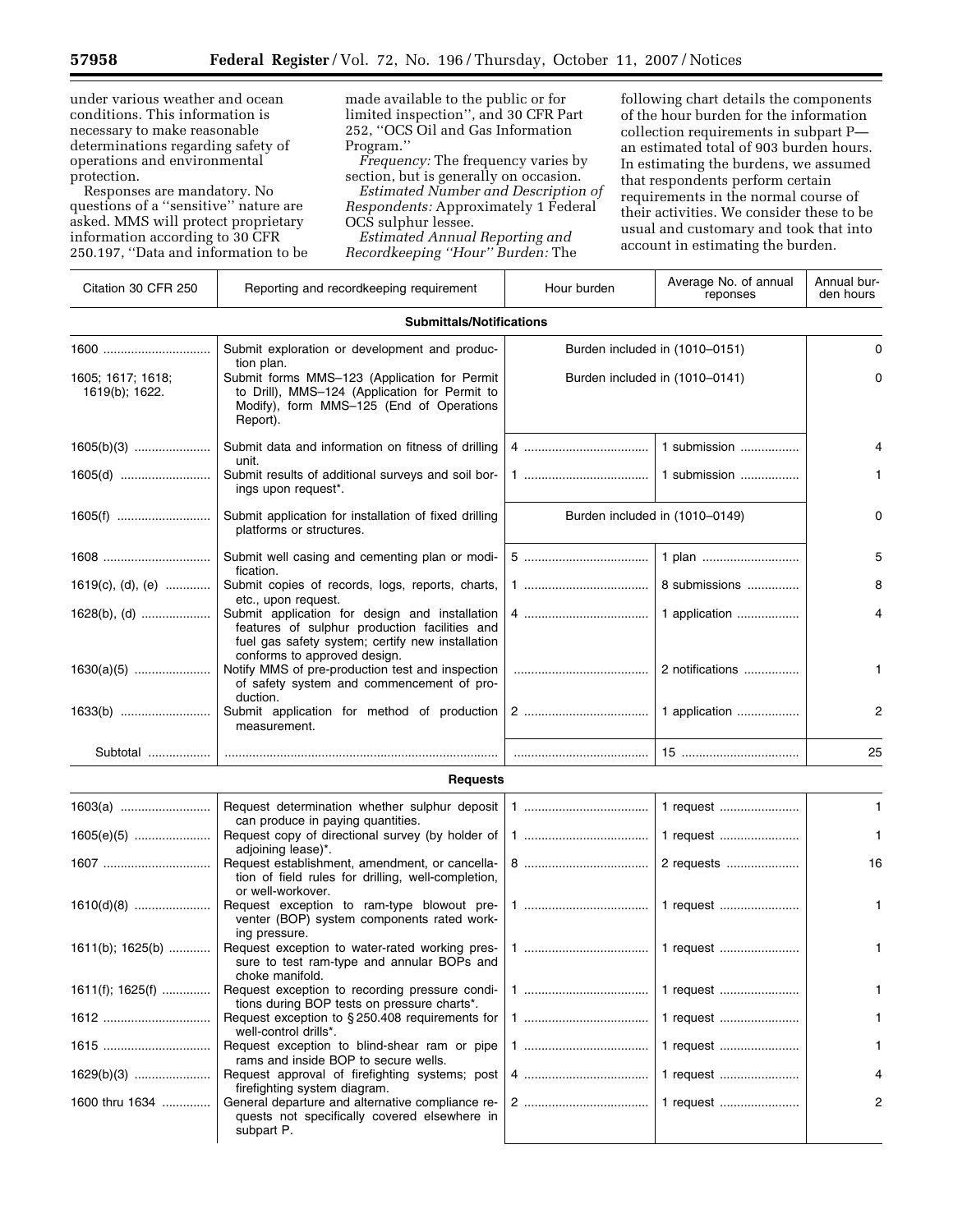under various weather and ocean conditions. This information is necessary to make reasonable determinations regarding safety of operations and environmental protection.

Responses are mandatory. No questions of a ''sensitive'' nature are asked. MMS will protect proprietary information according to 30 CFR 250.197, ''Data and information to be made available to the public or for limited inspection'', and 30 CFR Part 252, ''OCS Oil and Gas Information Program.''

*Frequency:* The frequency varies by section, but is generally on occasion.

*Estimated Number and Description of Respondents:* Approximately 1 Federal OCS sulphur lessee.

*Estimated Annual Reporting and Recordkeeping ''Hour'' Burden:* The following chart details the components of the hour burden for the information collection requirements in subpart P—an estimated total of 903 burden hours. In estimating the burdens, we assumed that respondents perform certain requirements in the normal course of their activities. We consider these to be usual and customary and took that into account in estimating the burden.

| Citation 30 CFR 250 | Reporting and recordkeeping requirement | Hour burden | Average No. of annual reponses | Annual burden hours |
|---|---|---|---|---|
| **Submittals/Notifications** | | | | |
| 1600 | Submit exploration or development and production plan. | Burden included in (1010–0151) | | 0 |
| 1605; 1617; 1618; 1619(b); 1622. | Submit forms MMS–123 (Application for Permit to Drill), MMS–124 (Application for Permit to Modify), form MMS–125 (End of Operations Report). | Burden included in (1010–0141) | | 0 |
| 1605(b)(3) | Submit data and information on fitness of drilling unit. | 4 | 1 submission | 4 |
| 1605(d) | Submit results of additional surveys and soil borings upon request*. | 1 | 1 submission | 1 |
| 1605(f) | Submit application for installation of fixed drilling platforms or structures. | Burden included in (1010–0149) | | 0 |
| 1608 | Submit well casing and cementing plan or modification. | 5 | 1 plan | 5 |
| 1619(c), (d), (e) | Submit copies of records, logs, reports, charts, etc., upon request. | 1 | 8 submissions | 8 |
| 1628(b), (d) | Submit application for design and installation features of sulphur production facilities and fuel gas safety system; certify new installation conforms to approved design. | 4 | 1 application | 4 |
| 1630(a)(5) | Notify MMS of pre-production test and inspection of safety system and commencement of production. | | 2 notifications | 1 |
| 1633(b) | Submit application for method of production measurement. | 2 | 1 application | 2 |
| Subtotal | | | 15 | 25 |
| **Requests** | | | | |
| 1603(a) | Request determination whether sulphur deposit can produce in paying quantities. | 1 | 1 request | 1 |
| 1605(e)(5) | Request copy of directional survey (by holder of adjoining lease)*. | 1 | 1 request | 1 |
| 1607 | Request establishment, amendment, or cancellation of field rules for drilling, well-completion, or well-workover. | 8 | 2 requests | 16 |
| 1610(d)(8) | Request exception to ram-type blowout preventer (BOP) system components rated working pressure. | 1 | 1 request | 1 |
| 1611(b); 1625(b) | Request exception to water-rated working pressure to test ram-type and annular BOPs and choke manifold. | 1 | 1 request | 1 |
| 1611(f); 1625(f) | Request exception to recording pressure conditions during BOP tests on pressure charts*. | 1 | 1 request | 1 |
| 1612 | Request exception to § 250.408 requirements for well-control drills*. | 1 | 1 request | 1 |
| 1615 | Request exception to blind-shear ram or pipe rams and inside BOP to secure wells. | 1 | 1 request | 1 |
| 1629(b)(3) | Request approval of firefighting systems; post firefighting system diagram. | 4 | 1 request | 4 |
| 1600 thru 1634 | General departure and alternative compliance requests not specifically covered elsewhere in subpart P. | 2 | 1 request | 2 |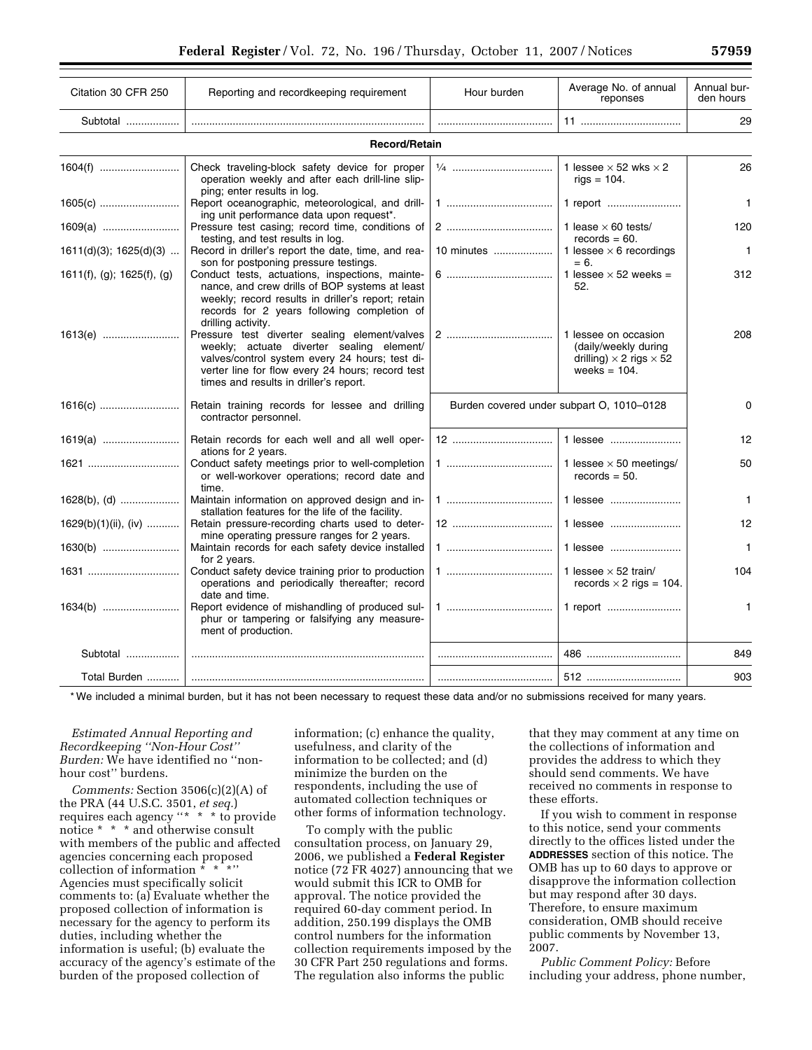| Citation 30 CFR 250 | Reporting and recordkeeping requirement | Hour burden | Average No. of annual reponses | Annual burden hours |
|---|---|---|---|---|
| Subtotal | | | 11 | 29 |
| **Record/Retain** | | | | |
| 1604(f) | Check traveling-block safety device for proper operation weekly and after each drill-line slipping; enter results in log. | ¼ | 1 lessee × 52 wks × 2 rigs = 104. | 26 |
| 1605(c) | Report oceanographic, meteorological, and drilling unit performance data upon request*. | 1 | 1 report | 1 |
| 1609(a) | Pressure test casing; record time, conditions of testing, and test results in log. | 2 | 1 lease × 60 tests/ records = 60. | 120 |
| 1611(d)(3); 1625(d)(3) | Record in driller's report the date, time, and reason for postponing pressure testings. | 10 minutes | 1 lessee × 6 recordings = 6. | 1 |
| 1611(f), (g); 1625(f), (g) | Conduct tests, actuations, inspections, maintenance, and crew drills of BOP systems at least weekly; record results in driller's report; retain records for 2 years following completion of drilling activity. | 6 | 1 lessee × 52 weeks = 52. | 312 |
| 1613(e) | Pressure test diverter sealing element/valves weekly; actuate diverter sealing element/ valves/control system every 24 hours; test diverter line for flow every 24 hours; record test times and results in driller's report. | 2 | 1 lessee on occasion (daily/weekly during drilling) × 2 rigs × 52 weeks = 104. | 208 |
| 1616(c) | Retain training records for lessee and drilling contractor personnel. | Burden covered under subpart O, 1010–0128 | | 0 |
| 1619(a) | Retain records for each well and all well operations for 2 years. | 12 | 1 lessee | 12 |
| 1621 | Conduct safety meetings prior to well-completion or well-workover operations; record date and time. | 1 | 1 lessee × 50 meetings/ records = 50. | 50 |
| 1628(b), (d) | Maintain information on approved design and installation features for the life of the facility. | 1 | 1 lessee | 1 |
| 1629(b)(1)(ii), (iv) | Retain pressure-recording charts used to determine operating pressure ranges for 2 years. | 12 | 1 lessee | 12 |
| 1630(b) | Maintain records for each safety device installed for 2 years. | 1 | 1 lessee | 1 |
| 1631 | Conduct safety device training prior to production operations and periodically thereafter; record date and time. | 1 | 1 lessee × 52 train/ records × 2 rigs = 104. | 104 |
| 1634(b) | Report evidence of mishandling of produced sulphur or tampering or falsifying any measurement of production. | 1 | 1 report | 1 |
| Subtotal | | | 486 | 849 |
| Total Burden | | | 512 | 903 |

* We included a minimal burden, but it has not been necessary to request these data and/or no submissions received for many years.

*Estimated Annual Reporting and Recordkeeping "Non-Hour Cost" Burden:* We have identified no "non-hour cost" burdens.

*Comments:* Section 3506(c)(2)(A) of the PRA (44 U.S.C. 3501, *et seq.*) requires each agency "* * * to provide notice * * * and otherwise consult with members of the public and affected agencies concerning each proposed collection of information * * *" Agencies must specifically solicit comments to: (a) Evaluate whether the proposed collection of information is necessary for the agency to perform its duties, including whether the information is useful; (b) evaluate the accuracy of the agency's estimate of the burden of the proposed collection of information; (c) enhance the quality, usefulness, and clarity of the information to be collected; and (d) minimize the burden on the respondents, including the use of automated collection techniques or other forms of information technology.

To comply with the public consultation process, on January 29, 2006, we published a **Federal Register** notice (72 FR 4027) announcing that we would submit this ICR to OMB for approval. The notice provided the required 60-day comment period. In addition, 250.199 displays the OMB control numbers for the information collection requirements imposed by the 30 CFR Part 250 regulations and forms. The regulation also informs the public that they may comment at any time on the collections of information and provides the address to which they should send comments. We have received no comments in response to these efforts.

If you wish to comment in response to this notice, send your comments directly to the offices listed under the **ADDRESSES** section of this notice. The OMB has up to 60 days to approve or disapprove the information collection but may respond after 30 days. Therefore, to ensure maximum consideration, OMB should receive public comments by November 13, 2007.

*Public Comment Policy:* Before including your address, phone number,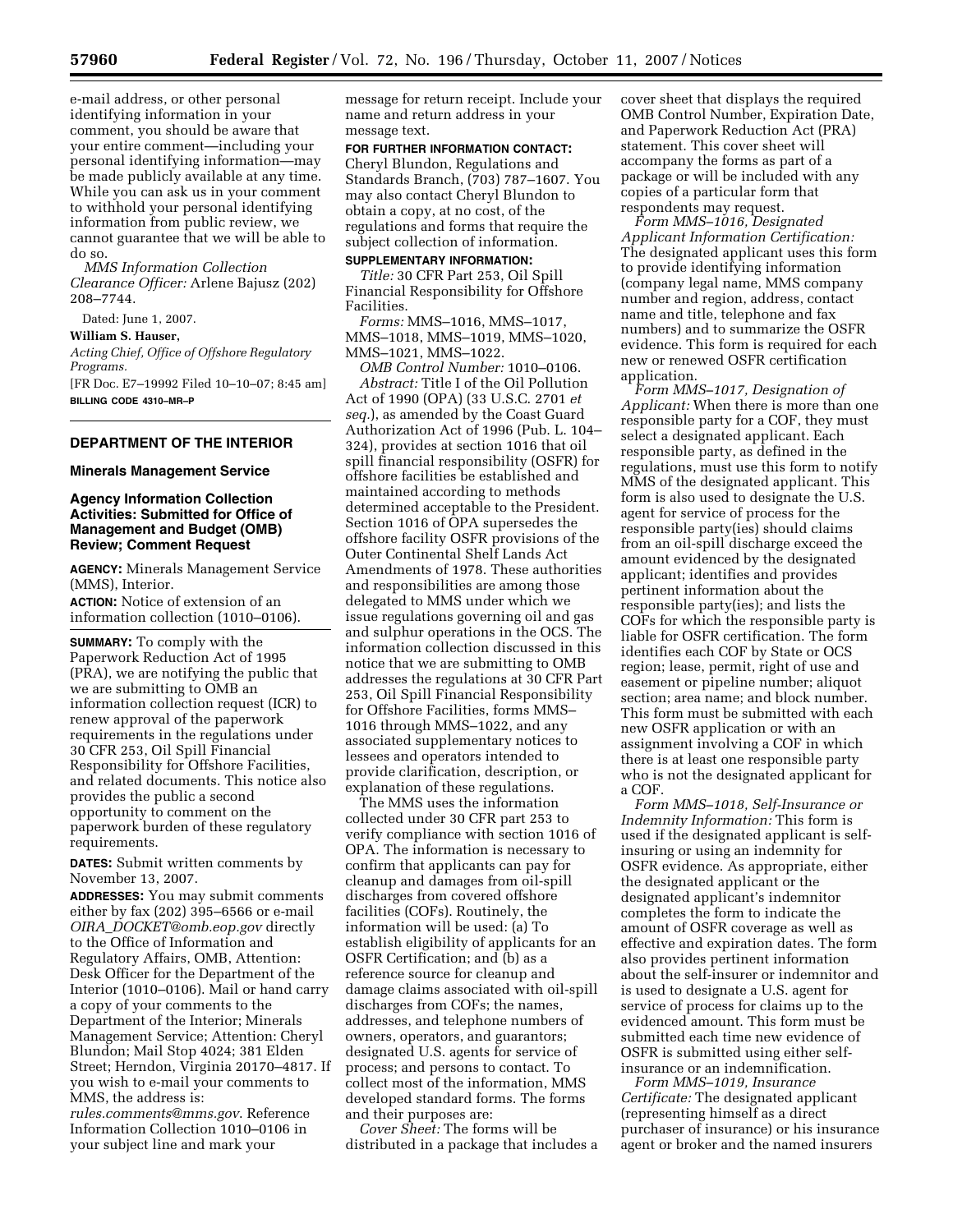e-mail address, or other personal identifying information in your comment, you should be aware that your entire comment—including your personal identifying information—may be made publicly available at any time. While you can ask us in your comment to withhold your personal identifying information from public review, we cannot guarantee that we will be able to do so.

*MMS Information Collection Clearance Officer:* Arlene Bajusz (202) 208–7744.

Dated: June 1, 2007.

**William S. Hauser,**

*Acting Chief, Office of Offshore Regulatory Programs.*

[FR Doc. E7–19992 Filed 10–10–07; 8:45 am]

**BILLING CODE 4310–MR–P**

## DEPARTMENT OF THE INTERIOR

### Minerals Management Service

### Agency Information Collection Activities: Submitted for Office of Management and Budget (OMB) Review; Comment Request

**AGENCY:** Minerals Management Service (MMS), Interior.

**ACTION:** Notice of extension of an information collection (1010–0106).

**SUMMARY:** To comply with the Paperwork Reduction Act of 1995 (PRA), we are notifying the public that we are submitting to OMB an information collection request (ICR) to renew approval of the paperwork requirements in the regulations under 30 CFR 253, Oil Spill Financial Responsibility for Offshore Facilities, and related documents. This notice also provides the public a second opportunity to comment on the paperwork burden of these regulatory requirements.

**DATES:** Submit written comments by November 13, 2007.

**ADDRESSES:** You may submit comments either by fax (202) 395–6566 or e-mail *OIRA_DOCKET@omb.eop.gov* directly to the Office of Information and Regulatory Affairs, OMB, Attention: Desk Officer for the Department of the Interior (1010–0106). Mail or hand carry a copy of your comments to the Department of the Interior; Minerals Management Service; Attention: Cheryl Blundon; Mail Stop 4024; 381 Elden Street; Herndon, Virginia 20170–4817. If you wish to e-mail your comments to MMS, the address is: *rules.comments@mms.gov*. Reference Information Collection 1010–0106 in your subject line and mark your message for return receipt. Include your name and return address in your message text.

**FOR FURTHER INFORMATION CONTACT:** Cheryl Blundon, Regulations and Standards Branch, (703) 787–1607. You may also contact Cheryl Blundon to obtain a copy, at no cost, of the regulations and forms that require the subject collection of information.

**SUPPLEMENTARY INFORMATION:**

*Title:* 30 CFR Part 253, Oil Spill Financial Responsibility for Offshore Facilities.

*Forms:* MMS–1016, MMS–1017, MMS–1018, MMS–1019, MMS–1020, MMS–1021, MMS–1022.

*OMB Control Number:* 1010–0106.

*Abstract:* Title I of the Oil Pollution Act of 1990 (OPA) (33 U.S.C. 2701 *et seq.*), as amended by the Coast Guard Authorization Act of 1996 (Pub. L. 104–324), provides at section 1016 that oil spill financial responsibility (OSFR) for offshore facilities be established and maintained according to methods determined acceptable to the President. Section 1016 of OPA supersedes the offshore facility OSFR provisions of the Outer Continental Shelf Lands Act Amendments of 1978. These authorities and responsibilities are among those delegated to MMS under which we issue regulations governing oil and gas and sulphur operations in the OCS. The information collection discussed in this notice that we are submitting to OMB addresses the regulations at 30 CFR Part 253, Oil Spill Financial Responsibility for Offshore Facilities, forms MMS–1016 through MMS–1022, and any associated supplementary notices to lessees and operators intended to provide clarification, description, or explanation of these regulations.

The MMS uses the information collected under 30 CFR part 253 to verify compliance with section 1016 of OPA. The information is necessary to confirm that applicants can pay for cleanup and damages from oil-spill discharges from covered offshore facilities (COFs). Routinely, the information will be used: (a) To establish eligibility of applicants for an OSFR Certification; and (b) as a reference source for cleanup and damage claims associated with oil-spill discharges from COFs; the names, addresses, and telephone numbers of owners, operators, and guarantors; designated U.S. agents for service of process; and persons to contact. To collect most of the information, MMS developed standard forms. The forms and their purposes are:

*Cover Sheet:* The forms will be distributed in a package that includes a cover sheet that displays the required OMB Control Number, Expiration Date, and Paperwork Reduction Act (PRA) statement. This cover sheet will accompany the forms as part of a package or will be included with any copies of a particular form that respondents may request.

*Form MMS–1016, Designated Applicant Information Certification:* The designated applicant uses this form to provide identifying information (company legal name, MMS company number and region, address, contact name and title, telephone and fax numbers) and to summarize the OSFR evidence. This form is required for each new or renewed OSFR certification application.

*Form MMS–1017, Designation of Applicant:* When there is more than one responsible party for a COF, they must select a designated applicant. Each responsible party, as defined in the regulations, must use this form to notify MMS of the designated applicant. This form is also used to designate the U.S. agent for service of process for the responsible party(ies) should claims from an oil-spill discharge exceed the amount evidenced by the designated applicant; identifies and provides pertinent information about the responsible party(ies); and lists the COFs for which the responsible party is liable for OSFR certification. The form identifies each COF by State or OCS region; lease, permit, right of use and easement or pipeline number; aliquot section; area name; and block number. This form must be submitted with each new OSFR application or with an assignment involving a COF in which there is at least one responsible party who is not the designated applicant for a COF.

*Form MMS–1018, Self-Insurance or Indemnity Information:* This form is used if the designated applicant is self-insuring or using an indemnity for OSFR evidence. As appropriate, either the designated applicant or the designated applicant's indemnitor completes the form to indicate the amount of OSFR coverage as well as effective and expiration dates. The form also provides pertinent information about the self-insurer or indemnitor and is used to designate a U.S. agent for service of process for claims up to the evidenced amount. This form must be submitted each time new evidence of OSFR is submitted using either self-insurance or an indemnification.

*Form MMS–1019, Insurance Certificate:* The designated applicant (representing himself as a direct purchaser of insurance) or his insurance agent or broker and the named insurers